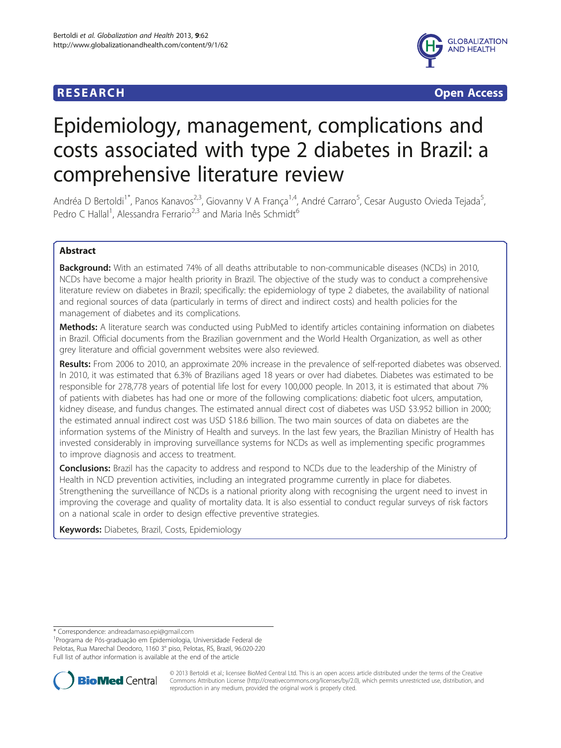RESEARCH Open Access

# Epidemiology, management, complications and costs associated with type 2 diabetes in Brazil: a comprehensive literature review

Andréa D Bertoldi[1*], Panos Kanavos[2,3], Giovanny V A França[1,4], André Carraro[5], Cesar Augusto Ovieda Tejada[5], Pedro C Hallal[1], Alessandra Ferrario[2,3] and Maria Inês Schmidt[6]

## Abstract

**Background:** With an estimated 74% of all deaths attributable to non-communicable diseases (NCDs) in 2010, NCDs have become a major health priority in Brazil. The objective of the study was to conduct a comprehensive literature review on diabetes in Brazil; specifically: the epidemiology of type 2 diabetes, the availability of national and regional sources of data (particularly in terms of direct and indirect costs) and health policies for the management of diabetes and its complications.

**Methods:** A literature search was conducted using PubMed to identify articles containing information on diabetes in Brazil. Official documents from the Brazilian government and the World Health Organization, as well as other grey literature and official government websites were also reviewed.

**Results:** From 2006 to 2010, an approximate 20% increase in the prevalence of self-reported diabetes was observed. In 2010, it was estimated that 6.3% of Brazilians aged 18 years or over had diabetes. Diabetes was estimated to be responsible for 278,778 years of potential life lost for every 100,000 people. In 2013, it is estimated that about 7% of patients with diabetes has had one or more of the following complications: diabetic foot ulcers, amputation, kidney disease, and fundus changes. The estimated annual direct cost of diabetes was USD $3.952 billion in 2000; the estimated annual indirect cost was USD $18.6 billion. The two main sources of data on diabetes are the information systems of the Ministry of Health and surveys. In the last few years, the Brazilian Ministry of Health has invested considerably in improving surveillance systems for NCDs as well as implementing specific programmes to improve diagnosis and access to treatment.

**Conclusions:** Brazil has the capacity to address and respond to NCDs due to the leadership of the Ministry of Health in NCD prevention activities, including an integrated programme currently in place for diabetes. Strengthening the surveillance of NCDs is a national priority along with recognising the urgent need to invest in improving the coverage and quality of mortality data. It is also essential to conduct regular surveys of risk factors on a national scale in order to design effective preventive strategies.

**Keywords:** Diabetes, Brazil, Costs, Epidemiology

* Correspondence: andreadamaso.epi@gmail.com
[1]Programa de Pós-graduação em Epidemiologia, Universidade Federal de Pelotas, Rua Marechal Deodoro, 1160 3° piso, Pelotas, RS, Brazil, 96.020-220
Full list of author information is available at the end of the article

© 2013 Bertoldi et al.; licensee BioMed Central Ltd. This is an open access article distributed under the terms of the Creative Commons Attribution License (http://creativecommons.org/licenses/by/2.0), which permits unrestricted use, distribution, and reproduction in any medium, provided the original work is properly cited.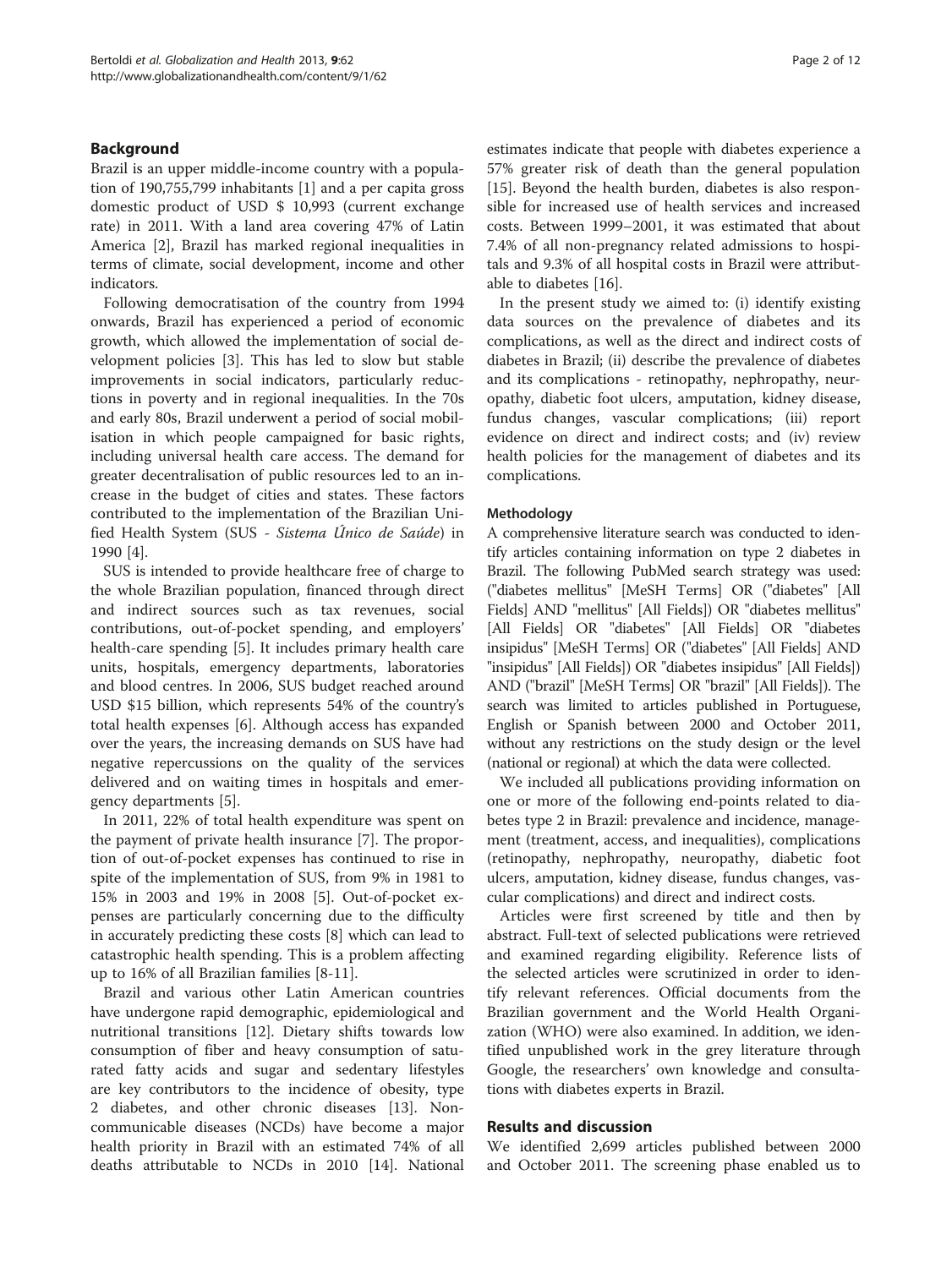## Background

Brazil is an upper middle-income country with a population of 190,755,799 inhabitants [1] and a per capita gross domestic product of USD $ 10,993 (current exchange rate) in 2011. With a land area covering 47% of Latin America [2], Brazil has marked regional inequalities in terms of climate, social development, income and other indicators.

Following democratisation of the country from 1994 onwards, Brazil has experienced a period of economic growth, which allowed the implementation of social development policies [3]. This has led to slow but stable improvements in social indicators, particularly reductions in poverty and in regional inequalities. In the 70s and early 80s, Brazil underwent a period of social mobilisation in which people campaigned for basic rights, including universal health care access. The demand for greater decentralisation of public resources led to an increase in the budget of cities and states. These factors contributed to the implementation of the Brazilian Unified Health System (SUS - *Sistema Único de Saúde*) in 1990 [4].

SUS is intended to provide healthcare free of charge to the whole Brazilian population, financed through direct and indirect sources such as tax revenues, social contributions, out-of-pocket spending, and employers' health-care spending [5]. It includes primary health care units, hospitals, emergency departments, laboratories and blood centres. In 2006, SUS budget reached around USD $15 billion, which represents 54% of the country's total health expenses [6]. Although access has expanded over the years, the increasing demands on SUS have had negative repercussions on the quality of the services delivered and on waiting times in hospitals and emergency departments [5].

In 2011, 22% of total health expenditure was spent on the payment of private health insurance [7]. The proportion of out-of-pocket expenses has continued to rise in spite of the implementation of SUS, from 9% in 1981 to 15% in 2003 and 19% in 2008 [5]. Out-of-pocket expenses are particularly concerning due to the difficulty in accurately predicting these costs [8] which can lead to catastrophic health spending. This is a problem affecting up to 16% of all Brazilian families [8-11].

Brazil and various other Latin American countries have undergone rapid demographic, epidemiological and nutritional transitions [12]. Dietary shifts towards low consumption of fiber and heavy consumption of saturated fatty acids and sugar and sedentary lifestyles are key contributors to the incidence of obesity, type 2 diabetes, and other chronic diseases [13]. Non-communicable diseases (NCDs) have become a major health priority in Brazil with an estimated 74% of all deaths attributable to NCDs in 2010 [14]. National estimates indicate that people with diabetes experience a 57% greater risk of death than the general population [15]. Beyond the health burden, diabetes is also responsible for increased use of health services and increased costs. Between 1999–2001, it was estimated that about 7.4% of all non-pregnancy related admissions to hospitals and 9.3% of all hospital costs in Brazil were attributable to diabetes [16].

In the present study we aimed to: (i) identify existing data sources on the prevalence of diabetes and its complications, as well as the direct and indirect costs of diabetes in Brazil; (ii) describe the prevalence of diabetes and its complications - retinopathy, nephropathy, neuropathy, diabetic foot ulcers, amputation, kidney disease, fundus changes, vascular complications; (iii) report evidence on direct and indirect costs; and (iv) review health policies for the management of diabetes and its complications.

### Methodology

A comprehensive literature search was conducted to identify articles containing information on type 2 diabetes in Brazil. The following PubMed search strategy was used: ("diabetes mellitus" [MeSH Terms] OR ("diabetes" [All Fields] AND "mellitus" [All Fields]) OR "diabetes mellitus" [All Fields] OR "diabetes" [All Fields] OR "diabetes insipidus" [MeSH Terms] OR ("diabetes" [All Fields] AND "insipidus" [All Fields]) OR "diabetes insipidus" [All Fields]) AND ("brazil" [MeSH Terms] OR "brazil" [All Fields]). The search was limited to articles published in Portuguese, English or Spanish between 2000 and October 2011, without any restrictions on the study design or the level (national or regional) at which the data were collected.

We included all publications providing information on one or more of the following end-points related to diabetes type 2 in Brazil: prevalence and incidence, management (treatment, access, and inequalities), complications (retinopathy, nephropathy, neuropathy, diabetic foot ulcers, amputation, kidney disease, fundus changes, vascular complications) and direct and indirect costs.

Articles were first screened by title and then by abstract. Full-text of selected publications were retrieved and examined regarding eligibility. Reference lists of the selected articles were scrutinized in order to identify relevant references. Official documents from the Brazilian government and the World Health Organization (WHO) were also examined. In addition, we identified unpublished work in the grey literature through Google, the researchers' own knowledge and consultations with diabetes experts in Brazil.

## Results and discussion

We identified 2,699 articles published between 2000 and October 2011. The screening phase enabled us to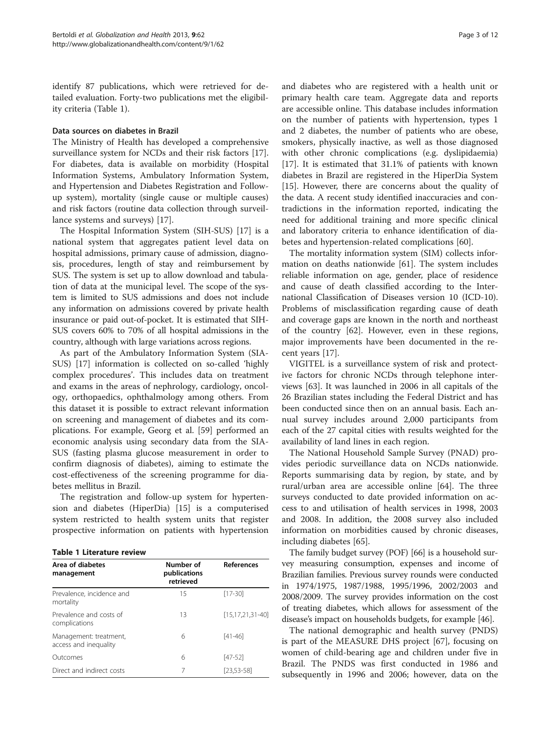identify 87 publications, which were retrieved for detailed evaluation. Forty-two publications met the eligibility criteria (Table 1).

### Data sources on diabetes in Brazil

The Ministry of Health has developed a comprehensive surveillance system for NCDs and their risk factors [17]. For diabetes, data is available on morbidity (Hospital Information Systems, Ambulatory Information System, and Hypertension and Diabetes Registration and Follow-up system), mortality (single cause or multiple causes) and risk factors (routine data collection through surveillance systems and surveys) [17].

The Hospital Information System (SIH-SUS) [17] is a national system that aggregates patient level data on hospital admissions, primary cause of admission, diagnosis, procedures, length of stay and reimbursement by SUS. The system is set up to allow download and tabulation of data at the municipal level. The scope of the system is limited to SUS admissions and does not include any information on admissions covered by private health insurance or paid out-of-pocket. It is estimated that SIH-SUS covers 60% to 70% of all hospital admissions in the country, although with large variations across regions.

As part of the Ambulatory Information System (SIA-SUS) [17] information is collected on so-called 'highly complex procedures'. This includes data on treatment and exams in the areas of nephrology, cardiology, oncology, orthopaedics, ophthalmology among others. From this dataset it is possible to extract relevant information on screening and management of diabetes and its complications. For example, Georg et al. [59] performed an economic analysis using secondary data from the SIA-SUS (fasting plasma glucose measurement in order to confirm diagnosis of diabetes), aiming to estimate the cost-effectiveness of the screening programme for diabetes mellitus in Brazil.

The registration and follow-up system for hypertension and diabetes (HiperDia) [15] is a computerised system restricted to health system units that register prospective information on patients with hypertension and diabetes who are registered with a health unit or primary health care team. Aggregate data and reports are accessible online. This database includes information on the number of patients with hypertension, types 1 and 2 diabetes, the number of patients who are obese, smokers, physically inactive, as well as those diagnosed with other chronic complications (e.g. dyslipidaemia) [17]. It is estimated that 31.1% of patients with known diabetes in Brazil are registered in the HiperDia System [15]. However, there are concerns about the quality of the data. A recent study identified inaccuracies and contradictions in the information reported, indicating the need for additional training and more specific clinical and laboratory criteria to enhance identification of diabetes and hypertension-related complications [60].

**Table 1 Literature review**

| Area of diabetes management | Number of publications retrieved | References |
|---|---|---|
| Prevalence, incidence and mortality | 15 | [17-30] |
| Prevalence and costs of complications | 13 | [15,17,21,31-40] |
| Management: treatment, access and inequality | 6 | [41-46] |
| Outcomes | 6 | [47-52] |
| Direct and indirect costs | 7 | [23,53-58] |

The mortality information system (SIM) collects information on deaths nationwide [61]. The system includes reliable information on age, gender, place of residence and cause of death classified according to the International Classification of Diseases version 10 (ICD-10). Problems of misclassification regarding cause of death and coverage gaps are known in the north and northeast of the country [62]. However, even in these regions, major improvements have been documented in the recent years [17].

VIGITEL is a surveillance system of risk and protective factors for chronic NCDs through telephone interviews [63]. It was launched in 2006 in all capitals of the 26 Brazilian states including the Federal District and has been conducted since then on an annual basis. Each annual survey includes around 2,000 participants from each of the 27 capital cities with results weighted for the availability of land lines in each region.

The National Household Sample Survey (PNAD) provides periodic surveillance data on NCDs nationwide. Reports summarising data by region, by state, and by rural/urban area are accessible online [64]. The three surveys conducted to date provided information on access to and utilisation of health services in 1998, 2003 and 2008. In addition, the 2008 survey also included information on morbidities caused by chronic diseases, including diabetes [65].

The family budget survey (POF) [66] is a household survey measuring consumption, expenses and income of Brazilian families. Previous survey rounds were conducted in 1974/1975, 1987/1988, 1995/1996, 2002/2003 and 2008/2009. The survey provides information on the cost of treating diabetes, which allows for assessment of the disease's impact on households budgets, for example [46].

The national demographic and health survey (PNDS) is part of the MEASURE DHS project [67], focusing on women of child-bearing age and children under five in Brazil. The PNDS was first conducted in 1986 and subsequently in 1996 and 2006; however, data on the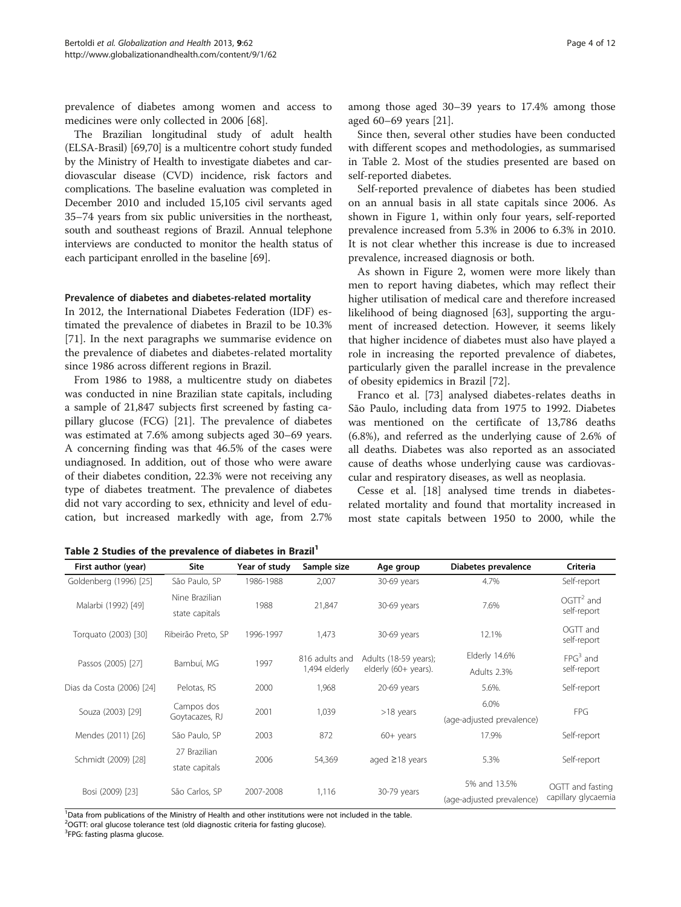prevalence of diabetes among women and access to medicines were only collected in 2006 [68].

The Brazilian longitudinal study of adult health (ELSA-Brasil) [69,70] is a multicentre cohort study funded by the Ministry of Health to investigate diabetes and cardiovascular disease (CVD) incidence, risk factors and complications. The baseline evaluation was completed in December 2010 and included 15,105 civil servants aged 35–74 years from six public universities in the northeast, south and southeast regions of Brazil. Annual telephone interviews are conducted to monitor the health status of each participant enrolled in the baseline [69].

#### Prevalence of diabetes and diabetes-related mortality

In 2012, the International Diabetes Federation (IDF) estimated the prevalence of diabetes in Brazil to be 10.3% [71]. In the next paragraphs we summarise evidence on the prevalence of diabetes and diabetes-related mortality since 1986 across different regions in Brazil.

From 1986 to 1988, a multicentre study on diabetes was conducted in nine Brazilian state capitals, including a sample of 21,847 subjects first screened by fasting capillary glucose (FCG) [21]. The prevalence of diabetes was estimated at 7.6% among subjects aged 30–69 years. A concerning finding was that 46.5% of the cases were undiagnosed. In addition, out of those who were aware of their diabetes condition, 22.3% were not receiving any type of diabetes treatment. The prevalence of diabetes did not vary according to sex, ethnicity and level of education, but increased markedly with age, from 2.7% among those aged 30–39 years to 17.4% among those aged 60–69 years [21].

Since then, several other studies have been conducted with different scopes and methodologies, as summarised in Table 2. Most of the studies presented are based on self-reported diabetes.

Self-reported prevalence of diabetes has been studied on an annual basis in all state capitals since 2006. As shown in Figure 1, within only four years, self-reported prevalence increased from 5.3% in 2006 to 6.3% in 2010. It is not clear whether this increase is due to increased prevalence, increased diagnosis or both.

As shown in Figure 2, women were more likely than men to report having diabetes, which may reflect their higher utilisation of medical care and therefore increased likelihood of being diagnosed [63], supporting the argument of increased detection. However, it seems likely that higher incidence of diabetes must also have played a role in increasing the reported prevalence of diabetes, particularly given the parallel increase in the prevalence of obesity epidemics in Brazil [72].

Franco et al. [73] analysed diabetes-relates deaths in São Paulo, including data from 1975 to 1992. Diabetes was mentioned on the certificate of 13,786 deaths (6.8%), and referred as the underlying cause of 2.6% of all deaths. Diabetes was also reported as an associated cause of deaths whose underlying cause was cardiovascular and respiratory diseases, as well as neoplasia.

Cesse et al. [18] analysed time trends in diabetes-related mortality and found that mortality increased in most state capitals between 1950 to 2000, while the

**Table 2 Studies of the prevalence of diabetes in Brazil**[1]

| First author (year) | Site | Year of study | Sample size | Age group | Diabetes prevalence | Criteria |
|---|---|---|---|---|---|---|
| Goldenberg (1996) [25] | São Paulo, SP | 1986-1988 | 2,007 | 30-69 years | 4.7% | Self-report |
| Malarbi (1992) [49] | Nine Brazilian state capitals | 1988 | 21,847 | 30-69 years | 7.6% | OGTT[2] and self-report |
| Torquato (2003) [30] | Ribeirão Preto, SP | 1996-1997 | 1,473 | 30-69 years | 12.1% | OGTT and self-report |
| Passos (2005) [27] | Bambuí, MG | 1997 | 816 adults and 1,494 elderly | Adults (18-59 years); elderly (60+ years). | Elderly 14.6% Adults 2.3% | FPG[3] and self-report |
| Dias da Costa (2006) [24] | Pelotas, RS | 2000 | 1,968 | 20-69 years | 5.6%. | Self-report |
| Souza (2003) [29] | Campos dos Goytacazes, RJ | 2001 | 1,039 | >18 years | 6.0% (age-adjusted prevalence) | FPG |
| Mendes (2011) [26] | São Paulo, SP | 2003 | 872 | 60+ years | 17.9% | Self-report |
| Schmidt (2009) [28] | 27 Brazilian state capitals | 2006 | 54,369 | aged ≥18 years | 5.3% | Self-report |
| Bosi (2009) [23] | São Carlos, SP | 2007-2008 | 1,116 | 30-79 years | 5% and 13.5% (age-adjusted prevalence) | OGTT and fasting capillary glycaemia |

[1]Data from publications of the Ministry of Health and other institutions were not included in the table.
[2]OGTT: oral glucose tolerance test (old diagnostic criteria for fasting glucose).
[3]FPG: fasting plasma glucose.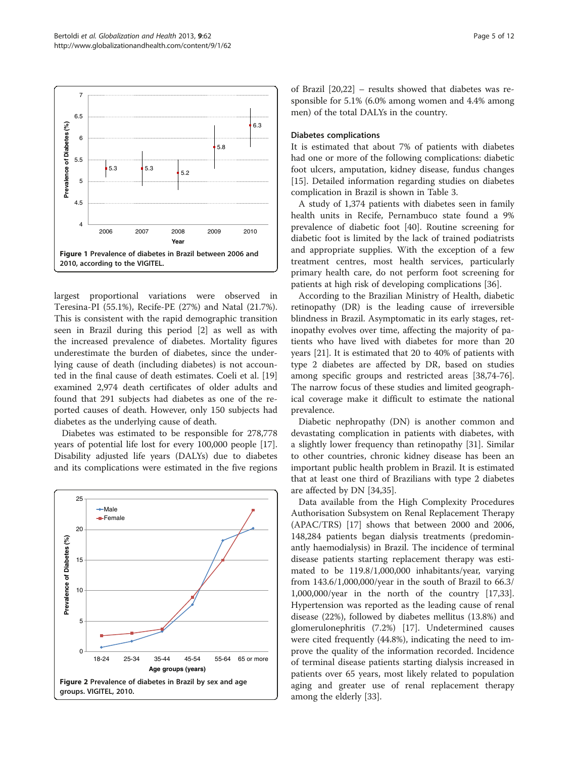Figure 1 Prevalence of diabetes in Brazil between 2006 and 2010, according to the VIGITEL.

largest proportional variations were observed in Teresina-PI (55.1%), Recife-PE (27%) and Natal (21.7%). This is consistent with the rapid demographic transition seen in Brazil during this period [2] as well as with the increased prevalence of diabetes. Mortality figures underestimate the burden of diabetes, since the underlying cause of death (including diabetes) is not accounted in the final cause of death estimates. Coeli et al. [19] examined 2,974 death certificates of older adults and found that 291 subjects had diabetes as one of the reported causes of death. However, only 150 subjects had diabetes as the underlying cause of death.

Diabetes was estimated to be responsible for 278,778 years of potential life lost for every 100,000 people [17]. Disability adjusted life years (DALYs) due to diabetes and its complications were estimated in the five regions of Brazil [20,22] – results showed that diabetes was responsible for 5.1% (6.0% among women and 4.4% among men) of the total DALYs in the country.

Figure 2 Prevalence of diabetes in Brazil by sex and age groups. VIGITEL, 2010.

### Diabetes complications

It is estimated that about 7% of patients with diabetes had one or more of the following complications: diabetic foot ulcers, amputation, kidney disease, fundus changes [15]. Detailed information regarding studies on diabetes complication in Brazil is shown in Table 3.

A study of 1,374 patients with diabetes seen in family health units in Recife, Pernambuco state found a 9% prevalence of diabetic foot [40]. Routine screening for diabetic foot is limited by the lack of trained podiatrists and appropriate supplies. With the exception of a few treatment centres, most health services, particularly primary health care, do not perform foot screening for patients at high risk of developing complications [36].

According to the Brazilian Ministry of Health, diabetic retinopathy (DR) is the leading cause of irreversible blindness in Brazil. Asymptomatic in its early stages, retinopathy evolves over time, affecting the majority of patients who have lived with diabetes for more than 20 years [21]. It is estimated that 20 to 40% of patients with type 2 diabetes are affected by DR, based on studies among specific groups and restricted areas [38,74-76]. The narrow focus of these studies and limited geographical coverage make it difficult to estimate the national prevalence.

Diabetic nephropathy (DN) is another common and devastating complication in patients with diabetes, with a slightly lower frequency than retinopathy [31]. Similar to other countries, chronic kidney disease has been an important public health problem in Brazil. It is estimated that at least one third of Brazilians with type 2 diabetes are affected by DN [34,35].

Data available from the High Complexity Procedures Authorisation Subsystem on Renal Replacement Therapy (APAC/TRS) [17] shows that between 2000 and 2006, 148,284 patients began dialysis treatments (predominantly haemodialysis) in Brazil. The incidence of terminal disease patients starting replacement therapy was estimated to be 119.8/1,000,000 inhabitants/year, varying from 143.6/1,000,000/year in the south of Brazil to 66.3/1,000,000/year in the north of the country [17,33]. Hypertension was reported as the leading cause of renal disease (22%), followed by diabetes mellitus (13.8%) and glomerulonephritis (7.2%) [17]. Undetermined causes were cited frequently (44.8%), indicating the need to improve the quality of the information recorded. Incidence of terminal disease patients starting dialysis increased in patients over 65 years, most likely related to population aging and greater use of renal replacement therapy among the elderly [33].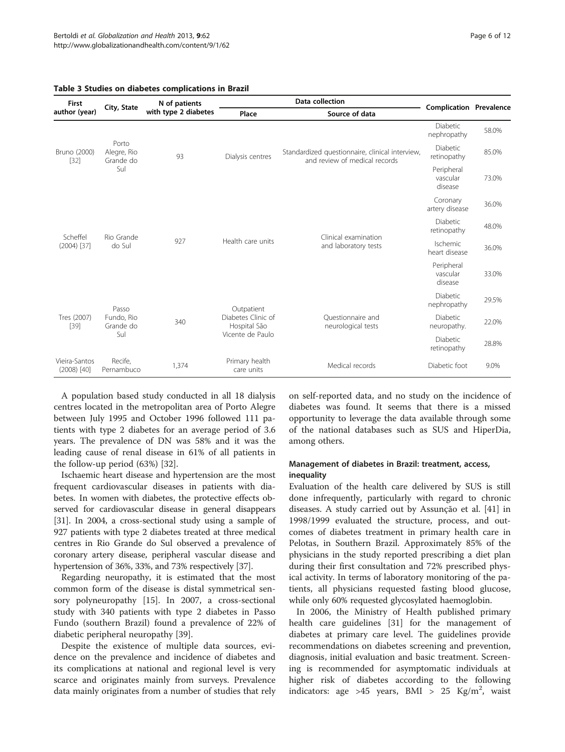**Table 3 Studies on diabetes complications in Brazil**

| First author (year) | City, State | N of patients with type 2 diabetes | Data collection | | Complication | Prevalence |
|---|---|---|---|---|---|---|
| | | | Place | Source of data | | |
| Bruno (2000) [32] | Porto Alegre, Rio Grande do Sul | 93 | Dialysis centres | Standardized questionnaire, clinical interview, and review of medical records | Diabetic nephropathy | 58.0% |
| | | | | | Diabetic retinopathy | 85.0% |
| | | | | | Peripheral vascular disease | 73.0% |
| Scheffel (2004) [37] | Rio Grande do Sul | 927 | Health care units | Clinical examination and laboratory tests | Coronary artery disease | 36.0% |
| | | | | | Diabetic retinopathy | 48.0% |
| | | | | | Ischemic heart disease | 36.0% |
| | | | | | Peripheral vascular disease | 33.0% |
| Tres (2007) [39] | Passo Fundo, Rio Grande do Sul | 340 | Outpatient Diabetes Clinic of Hospital São Vicente de Paulo | Questionnaire and neurological tests | Diabetic nephropathy | 29.5% |
| | | | | | Diabetic neuropathy. | 22.0% |
| | | | | | Diabetic retinopathy | 28.8% |
| Vieira-Santos (2008) [40] | Recife, Pernambuco | 1,374 | Primary health care units | Medical records | Diabetic foot | 9.0% |

A population based study conducted in all 18 dialysis centres located in the metropolitan area of Porto Alegre between July 1995 and October 1996 followed 111 patients with type 2 diabetes for an average period of 3.6 years. The prevalence of DN was 58% and it was the leading cause of renal disease in 61% of all patients in the follow-up period (63%) [32].

Ischaemic heart disease and hypertension are the most frequent cardiovascular diseases in patients with diabetes. In women with diabetes, the protective effects observed for cardiovascular disease in general disappears [31]. In 2004, a cross-sectional study using a sample of 927 patients with type 2 diabetes treated at three medical centres in Rio Grande do Sul observed a prevalence of coronary artery disease, peripheral vascular disease and hypertension of 36%, 33%, and 73% respectively [37].

Regarding neuropathy, it is estimated that the most common form of the disease is distal symmetrical sensory polyneuropathy [15]. In 2007, a cross-sectional study with 340 patients with type 2 diabetes in Passo Fundo (southern Brazil) found a prevalence of 22% of diabetic peripheral neuropathy [39].

Despite the existence of multiple data sources, evidence on the prevalence and incidence of diabetes and its complications at national and regional level is very scarce and originates mainly from surveys. Prevalence data mainly originates from a number of studies that rely on self-reported data, and no study on the incidence of diabetes was found. It seems that there is a missed opportunity to leverage the data available through some of the national databases such as SUS and HiperDia, among others.

### Management of diabetes in Brazil: treatment, access, inequality

Evaluation of the health care delivered by SUS is still done infrequently, particularly with regard to chronic diseases. A study carried out by Assunção et al. [41] in 1998/1999 evaluated the structure, process, and outcomes of diabetes treatment in primary health care in Pelotas, in Southern Brazil. Approximately 85% of the physicians in the study reported prescribing a diet plan during their first consultation and 72% prescribed physical activity. In terms of laboratory monitoring of the patients, all physicians requested fasting blood glucose, while only 60% requested glycosylated haemoglobin.

In 2006, the Ministry of Health published primary health care guidelines [31] for the management of diabetes at primary care level. The guidelines provide recommendations on diabetes screening and prevention, diagnosis, initial evaluation and basic treatment. Screening is recommended for asymptomatic individuals at higher risk of diabetes according to the following indicators: age >45 years, BMI > 25 Kg/m$^2$, waist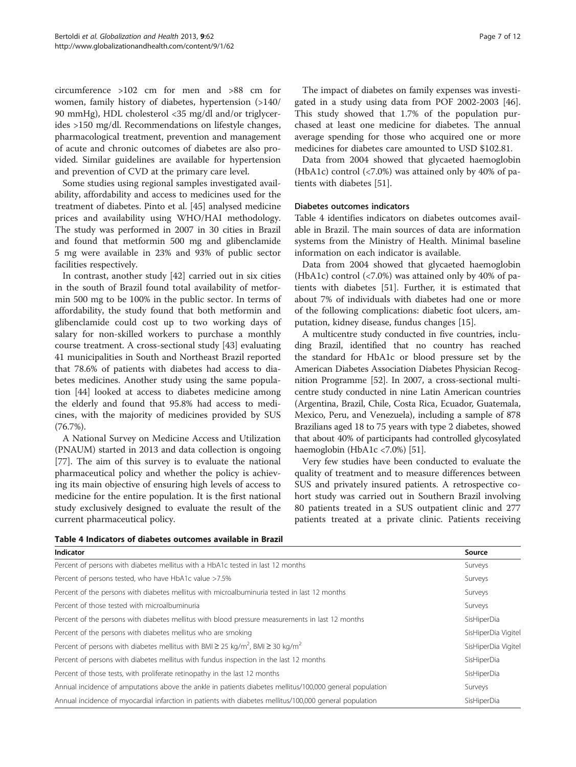circumference >102 cm for men and >88 cm for women, family history of diabetes, hypertension (>140/90 mmHg), HDL cholesterol <35 mg/dl and/or triglycerides >150 mg/dl. Recommendations on lifestyle changes, pharmacological treatment, prevention and management of acute and chronic outcomes of diabetes are also provided. Similar guidelines are available for hypertension and prevention of CVD at the primary care level.

Some studies using regional samples investigated availability, affordability and access to medicines used for the treatment of diabetes. Pinto et al. [45] analysed medicine prices and availability using WHO/HAI methodology. The study was performed in 2007 in 30 cities in Brazil and found that metformin 500 mg and glibenclamide 5 mg were available in 23% and 93% of public sector facilities respectively.

In contrast, another study [42] carried out in six cities in the south of Brazil found total availability of metformin 500 mg to be 100% in the public sector. In terms of affordability, the study found that both metformin and glibenclamide could cost up to two working days of salary for non-skilled workers to purchase a monthly course treatment. A cross-sectional study [43] evaluating 41 municipalities in South and Northeast Brazil reported that 78.6% of patients with diabetes had access to diabetes medicines. Another study using the same population [44] looked at access to diabetes medicine among the elderly and found that 95.8% had access to medicines, with the majority of medicines provided by SUS (76.7%).

A National Survey on Medicine Access and Utilization (PNAUM) started in 2013 and data collection is ongoing [77]. The aim of this survey is to evaluate the national pharmaceutical policy and whether the policy is achieving its main objective of ensuring high levels of access to medicine for the entire population. It is the first national study exclusively designed to evaluate the result of the current pharmaceutical policy.

The impact of diabetes on family expenses was investigated in a study using data from POF 2002-2003 [46]. This study showed that 1.7% of the population purchased at least one medicine for diabetes. The annual average spending for those who acquired one or more medicines for diabetes care amounted to USD $102.81.

Data from 2004 showed that glycaeted haemoglobin (HbA1c) control (<7.0%) was attained only by 40% of patients with diabetes [51].

### Diabetes outcomes indicators

Table 4 identifies indicators on diabetes outcomes available in Brazil. The main sources of data are information systems from the Ministry of Health. Minimal baseline information on each indicator is available.

Data from 2004 showed that glycaeted haemoglobin (HbA1c) control (<7.0%) was attained only by 40% of patients with diabetes [51]. Further, it is estimated that about 7% of individuals with diabetes had one or more of the following complications: diabetic foot ulcers, amputation, kidney disease, fundus changes [15].

A multicentre study conducted in five countries, including Brazil, identified that no country has reached the standard for HbA1c or blood pressure set by the American Diabetes Association Diabetes Physician Recognition Programme [52]. In 2007, a cross-sectional multicentre study conducted in nine Latin American countries (Argentina, Brazil, Chile, Costa Rica, Ecuador, Guatemala, Mexico, Peru, and Venezuela), including a sample of 878 Brazilians aged 18 to 75 years with type 2 diabetes, showed that about 40% of participants had controlled glycosylated haemoglobin (HbA1c <7.0%) [51].

Very few studies have been conducted to evaluate the quality of treatment and to measure differences between SUS and privately insured patients. A retrospective cohort study was carried out in Southern Brazil involving 80 patients treated in a SUS outpatient clinic and 277 patients treated at a private clinic. Patients receiving

**Table 4 Indicators of diabetes outcomes available in Brazil**

| Indicator | Source |
|---|---|
| Percent of persons with diabetes mellitus with a HbA1c tested in last 12 months | Surveys |
| Percent of persons tested, who have HbA1c value >7.5% | Surveys |
| Percent of the persons with diabetes mellitus with microalbuminuria tested in last 12 months | Surveys |
| Percent of those tested with microalbuminuria | Surveys |
| Percent of the persons with diabetes mellitus with blood pressure measurements in last 12 months | SisHiperDia |
| Percent of the persons with diabetes mellitus who are smoking | SisHiperDia Vigitel |
| Percent of persons with diabetes mellitus with BMI ≥ 25 kg/m$^2$, BMI ≥ 30 kg/m$^2$ | SisHiperDia Vigitel |
| Percent of persons with diabetes mellitus with fundus inspection in the last 12 months | SisHiperDia |
| Percent of those tests, with proliferate retinopathy in the last 12 months | SisHiperDia |
| Annual incidence of amputations above the ankle in patients diabetes mellitus/100,000 general population | Surveys |
| Annual incidence of myocardial infarction in patients with diabetes mellitus/100,000 general population | SisHiperDia |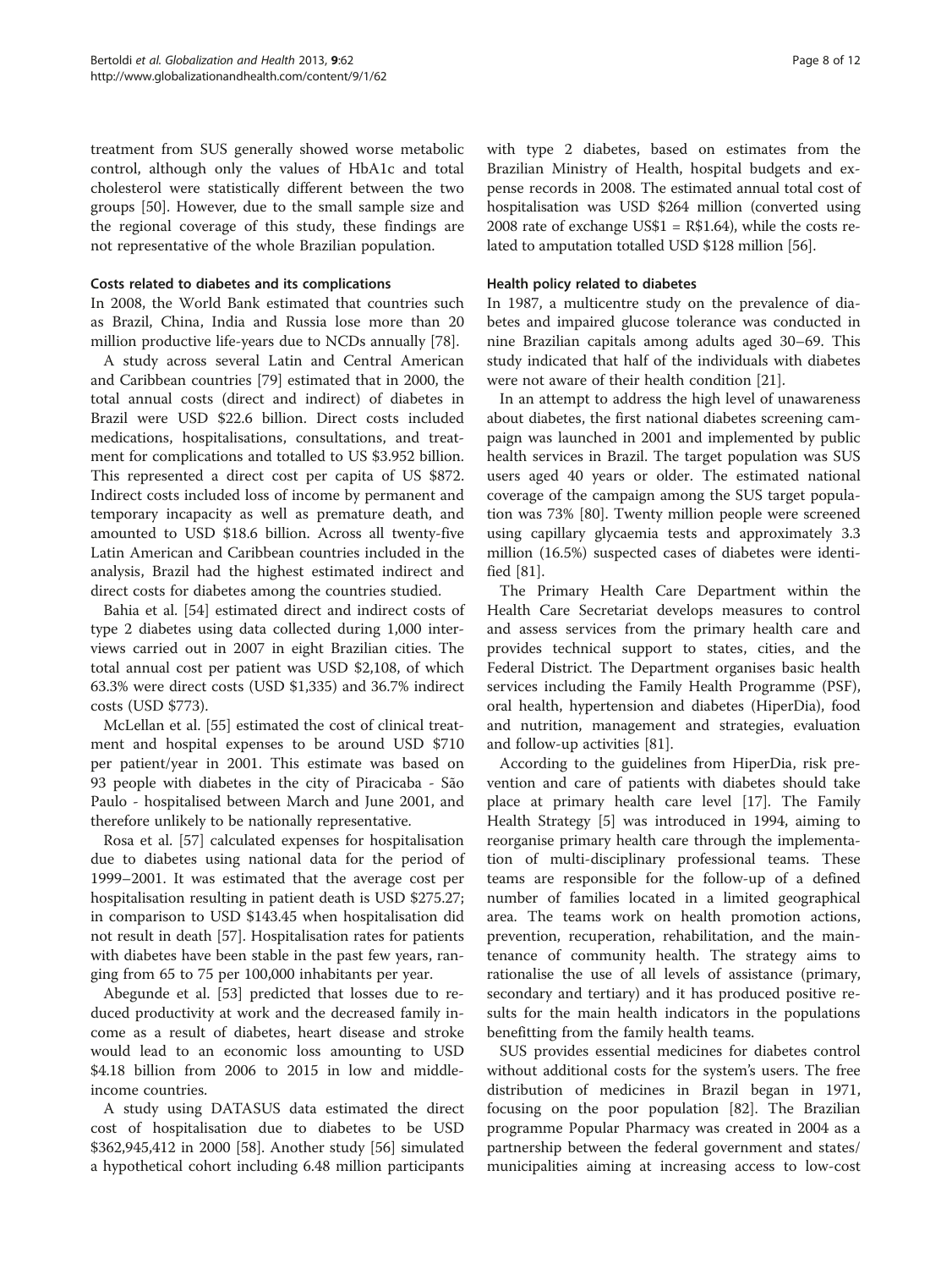treatment from SUS generally showed worse metabolic control, although only the values of HbA1c and total cholesterol were statistically different between the two groups [50]. However, due to the small sample size and the regional coverage of this study, these findings are not representative of the whole Brazilian population.

### Costs related to diabetes and its complications

In 2008, the World Bank estimated that countries such as Brazil, China, India and Russia lose more than 20 million productive life-years due to NCDs annually [78].

A study across several Latin and Central American and Caribbean countries [79] estimated that in 2000, the total annual costs (direct and indirect) of diabetes in Brazil were USD $22.6 billion. Direct costs included medications, hospitalisations, consultations, and treatment for complications and totalled to US $3.952 billion. This represented a direct cost per capita of US $872. Indirect costs included loss of income by permanent and temporary incapacity as well as premature death, and amounted to USD $18.6 billion. Across all twenty-five Latin American and Caribbean countries included in the analysis, Brazil had the highest estimated indirect and direct costs for diabetes among the countries studied.

Bahia et al. [54] estimated direct and indirect costs of type 2 diabetes using data collected during 1,000 interviews carried out in 2007 in eight Brazilian cities. The total annual cost per patient was USD $2,108, of which 63.3% were direct costs (USD $1,335) and 36.7% indirect costs (USD $773).

McLellan et al. [55] estimated the cost of clinical treatment and hospital expenses to be around USD $710 per patient/year in 2001. This estimate was based on 93 people with diabetes in the city of Piracicaba - São Paulo - hospitalised between March and June 2001, and therefore unlikely to be nationally representative.

Rosa et al. [57] calculated expenses for hospitalisation due to diabetes using national data for the period of 1999–2001. It was estimated that the average cost per hospitalisation resulting in patient death is USD $275.27; in comparison to USD $143.45 when hospitalisation did not result in death [57]. Hospitalisation rates for patients with diabetes have been stable in the past few years, ranging from 65 to 75 per 100,000 inhabitants per year.

Abegunde et al. [53] predicted that losses due to reduced productivity at work and the decreased family income as a result of diabetes, heart disease and stroke would lead to an economic loss amounting to USD $4.18 billion from 2006 to 2015 in low and middle-income countries.

A study using DATASUS data estimated the direct cost of hospitalisation due to diabetes to be USD $362,945,412 in 2000 [58]. Another study [56] simulated a hypothetical cohort including 6.48 million participants with type 2 diabetes, based on estimates from the Brazilian Ministry of Health, hospital budgets and expense records in 2008. The estimated annual total cost of hospitalisation was USD $264 million (converted using 2008 rate of exchange US$1 = R$1.64), while the costs related to amputation totalled USD $128 million [56].

### Health policy related to diabetes

In 1987, a multicentre study on the prevalence of diabetes and impaired glucose tolerance was conducted in nine Brazilian capitals among adults aged 30–69. This study indicated that half of the individuals with diabetes were not aware of their health condition [21].

In an attempt to address the high level of unawareness about diabetes, the first national diabetes screening campaign was launched in 2001 and implemented by public health services in Brazil. The target population was SUS users aged 40 years or older. The estimated national coverage of the campaign among the SUS target population was 73% [80]. Twenty million people were screened using capillary glycaemia tests and approximately 3.3 million (16.5%) suspected cases of diabetes were identified [81].

The Primary Health Care Department within the Health Care Secretariat develops measures to control and assess services from the primary health care and provides technical support to states, cities, and the Federal District. The Department organises basic health services including the Family Health Programme (PSF), oral health, hypertension and diabetes (HiperDia), food and nutrition, management and strategies, evaluation and follow-up activities [81].

According to the guidelines from HiperDia, risk prevention and care of patients with diabetes should take place at primary health care level [17]. The Family Health Strategy [5] was introduced in 1994, aiming to reorganise primary health care through the implementation of multi-disciplinary professional teams. These teams are responsible for the follow-up of a defined number of families located in a limited geographical area. The teams work on health promotion actions, prevention, recuperation, rehabilitation, and the maintenance of community health. The strategy aims to rationalise the use of all levels of assistance (primary, secondary and tertiary) and it has produced positive results for the main health indicators in the populations benefitting from the family health teams.

SUS provides essential medicines for diabetes control without additional costs for the system's users. The free distribution of medicines in Brazil began in 1971, focusing on the poor population [82]. The Brazilian programme Popular Pharmacy was created in 2004 as a partnership between the federal government and states/ municipalities aiming at increasing access to low-cost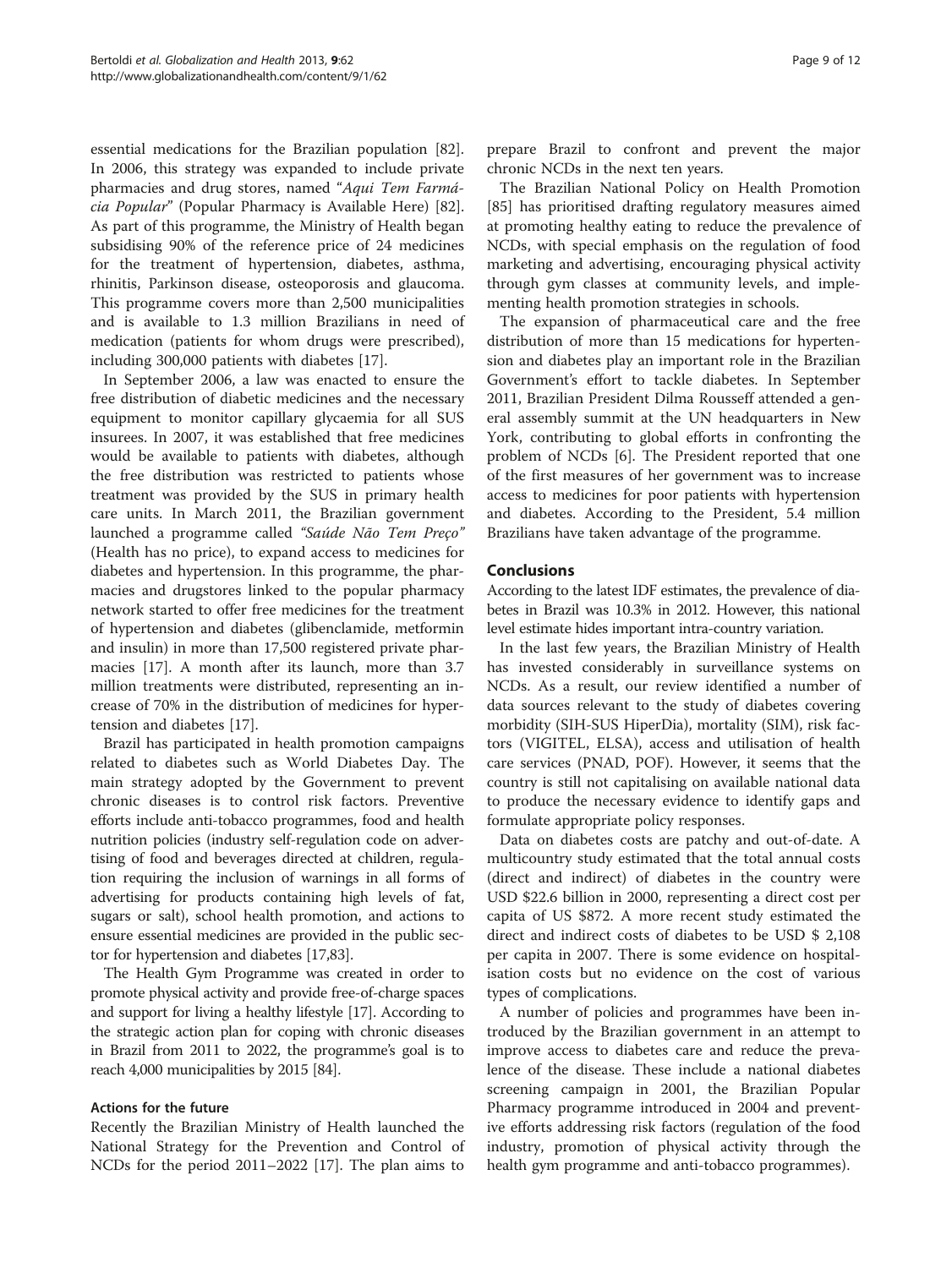essential medications for the Brazilian population [82]. In 2006, this strategy was expanded to include private pharmacies and drug stores, named "*Aqui Tem Farmácia Popular*" (Popular Pharmacy is Available Here) [82]. As part of this programme, the Ministry of Health began subsidising 90% of the reference price of 24 medicines for the treatment of hypertension, diabetes, asthma, rhinitis, Parkinson disease, osteoporosis and glaucoma. This programme covers more than 2,500 municipalities and is available to 1.3 million Brazilians in need of medication (patients for whom drugs were prescribed), including 300,000 patients with diabetes [17].

In September 2006, a law was enacted to ensure the free distribution of diabetic medicines and the necessary equipment to monitor capillary glycaemia for all SUS insurees. In 2007, it was established that free medicines would be available to patients with diabetes, although the free distribution was restricted to patients whose treatment was provided by the SUS in primary health care units. In March 2011, the Brazilian government launched a programme called *"Saúde Não Tem Preço"* (Health has no price), to expand access to medicines for diabetes and hypertension. In this programme, the pharmacies and drugstores linked to the popular pharmacy network started to offer free medicines for the treatment of hypertension and diabetes (glibenclamide, metformin and insulin) in more than 17,500 registered private pharmacies [17]. A month after its launch, more than 3.7 million treatments were distributed, representing an increase of 70% in the distribution of medicines for hypertension and diabetes [17].

Brazil has participated in health promotion campaigns related to diabetes such as World Diabetes Day. The main strategy adopted by the Government to prevent chronic diseases is to control risk factors. Preventive efforts include anti-tobacco programmes, food and health nutrition policies (industry self-regulation code on advertising of food and beverages directed at children, regulation requiring the inclusion of warnings in all forms of advertising for products containing high levels of fat, sugars or salt), school health promotion, and actions to ensure essential medicines are provided in the public sector for hypertension and diabetes [17,83].

The Health Gym Programme was created in order to promote physical activity and provide free-of-charge spaces and support for living a healthy lifestyle [17]. According to the strategic action plan for coping with chronic diseases in Brazil from 2011 to 2022, the programme's goal is to reach 4,000 municipalities by 2015 [84].

### Actions for the future

Recently the Brazilian Ministry of Health launched the National Strategy for the Prevention and Control of NCDs for the period 2011–2022 [17]. The plan aims to prepare Brazil to confront and prevent the major chronic NCDs in the next ten years.

The Brazilian National Policy on Health Promotion [85] has prioritised drafting regulatory measures aimed at promoting healthy eating to reduce the prevalence of NCDs, with special emphasis on the regulation of food marketing and advertising, encouraging physical activity through gym classes at community levels, and implementing health promotion strategies in schools.

The expansion of pharmaceutical care and the free distribution of more than 15 medications for hypertension and diabetes play an important role in the Brazilian Government's effort to tackle diabetes. In September 2011, Brazilian President Dilma Rousseff attended a general assembly summit at the UN headquarters in New York, contributing to global efforts in confronting the problem of NCDs [6]. The President reported that one of the first measures of her government was to increase access to medicines for poor patients with hypertension and diabetes. According to the President, 5.4 million Brazilians have taken advantage of the programme.

## Conclusions

According to the latest IDF estimates, the prevalence of diabetes in Brazil was 10.3% in 2012. However, this national level estimate hides important intra-country variation.

In the last few years, the Brazilian Ministry of Health has invested considerably in surveillance systems on NCDs. As a result, our review identified a number of data sources relevant to the study of diabetes covering morbidity (SIH-SUS HiperDia), mortality (SIM), risk factors (VIGITEL, ELSA), access and utilisation of health care services (PNAD, POF). However, it seems that the country is still not capitalising on available national data to produce the necessary evidence to identify gaps and formulate appropriate policy responses.

Data on diabetes costs are patchy and out-of-date. A multicountry study estimated that the total annual costs (direct and indirect) of diabetes in the country were USD $22.6 billion in 2000, representing a direct cost per capita of US $872. A more recent study estimated the direct and indirect costs of diabetes to be USD $ 2,108 per capita in 2007. There is some evidence on hospitalisation costs but no evidence on the cost of various types of complications.

A number of policies and programmes have been introduced by the Brazilian government in an attempt to improve access to diabetes care and reduce the prevalence of the disease. These include a national diabetes screening campaign in 2001, the Brazilian Popular Pharmacy programme introduced in 2004 and preventive efforts addressing risk factors (regulation of the food industry, promotion of physical activity through the health gym programme and anti-tobacco programmes).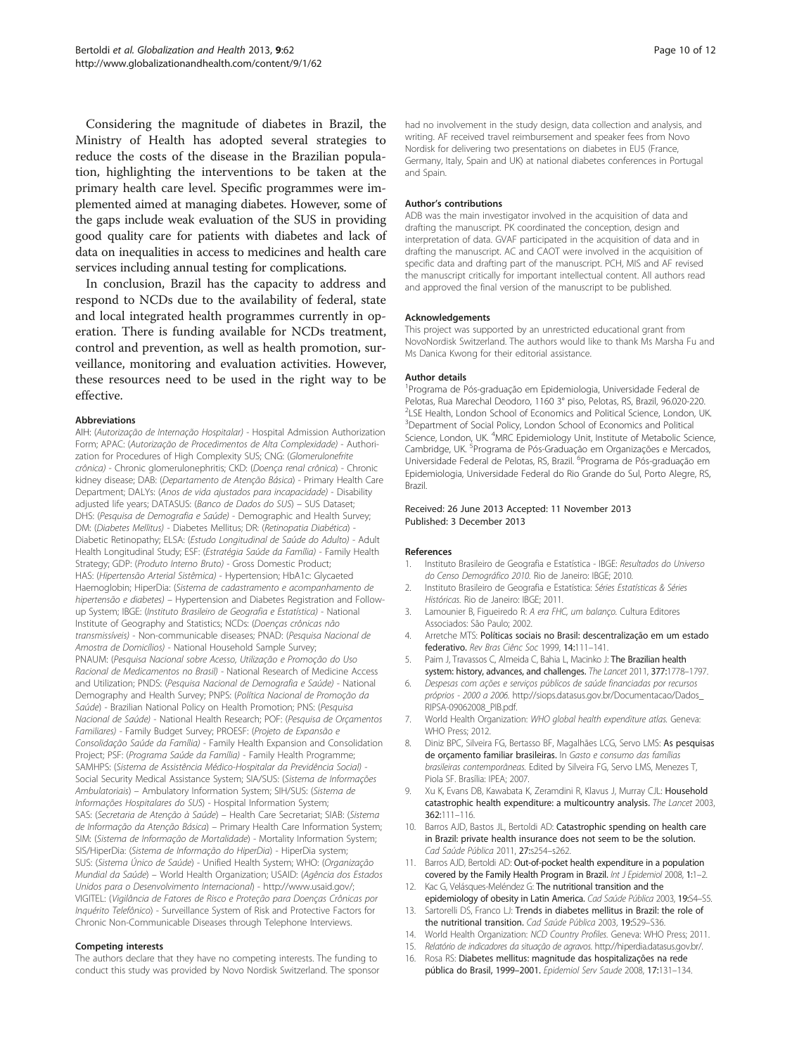Considering the magnitude of diabetes in Brazil, the Ministry of Health has adopted several strategies to reduce the costs of the disease in the Brazilian population, highlighting the interventions to be taken at the primary health care level. Specific programmes were implemented aimed at managing diabetes. However, some of the gaps include weak evaluation of the SUS in providing good quality care for patients with diabetes and lack of data on inequalities in access to medicines and health care services including annual testing for complications.

In conclusion, Brazil has the capacity to address and respond to NCDs due to the availability of federal, state and local integrated health programmes currently in operation. There is funding available for NCDs treatment, control and prevention, as well as health promotion, surveillance, monitoring and evaluation activities. However, these resources need to be used in the right way to be effective.

#### Abbreviations

AIH: (*Autorização de Internação Hospitalar*) - Hospital Admission Authorization Form; APAC: (*Autorização de Procedimentos de Alta Complexidade*) - Authorization for Procedures of High Complexity SUS; CNG: (*Glomerulonefrite crônica*) - Chronic glomerulonephritis; CKD: (*Doença renal crônica*) - Chronic kidney disease; DAB: (*Departamento de Atenção Básica*) - Primary Health Care Department; DALYs: (*Anos de vida ajustados para incapacidade*) - Disability adjusted life years; DATASUS: (*Banco de Dados do SUS*) – SUS Dataset; DHS: (*Pesquisa de Demografia e Saúde*) - Demographic and Health Survey; DM: (*Diabetes Mellitus*) - Diabetes Mellitus; DR: (*Retinopatia Diabética*) - Diabetic Retinopathy; ELSA: (*Estudo Longitudinal de Saúde do Adulto*) - Adult Health Longitudinal Study; ESF: (*Estratégia Saúde da Família*) - Family Health Strategy; GDP: (*Produto Interno Bruto*) - Gross Domestic Product; HAS: (*Hipertensão Arterial Sistêmica*) - Hypertension; HbA1c: Glycaeted Haemoglobin; HiperDia: (*Sistema de cadastramento e acompanhamento de hipertensão e diabetes*) – Hypertension and Diabetes Registration and Follow-up System; IBGE: (*Instituto Brasileiro de Geografia e Estatística*) - National Institute of Geography and Statistics; NCDs: (*Doenças crônicas não transmissíveis*) - Non-communicable diseases; PNAD: (*Pesquisa Nacional de Amostra de Domicílios*) - National Household Sample Survey; PNAUM: (*Pesquisa Nacional sobre Acesso, Utilização e Promoção do Uso Racional de Medicamentos no Brasil*) - National Research of Medicine Access and Utilization; PNDS: (*Pesquisa Nacional de Demografia e Saúde*) - National Demography and Health Survey; PNPS: (*Política Nacional de Promoção da Saúde*) - Brazilian National Policy on Health Promotion; PNS: (*Pesquisa Nacional de Saúde*) - National Health Research; POF: (*Pesquisa de Orçamentos Familiares*) - Family Budget Survey; PROESF: (*Projeto de Expansão e Consolidação Saúde da Família*) - Family Health Expansion and Consolidation Project; PSF: (*Programa Saúde da Família*) - Family Health Programme; SAMHPS: (*Sistema de Assistência Médico-Hospitalar da Previdência Social*) - Social Security Medical Assistance System; SIA/SUS: (*Sistema de Informações Ambulatoriais*) – Ambulatory Information System; SIH/SUS: (*Sistema de Informações Hospitalares do SUS*) - Hospital Information System; SAS: (*Secretaria de Atenção à Saúde*) – Health Care Secretariat; SIAB: (*Sistema de Informação da Atenção Básica*) – Primary Health Care Information System; SIM: (*Sistema de Informação de Mortalidade*) - Mortality Information System; SIS/HiperDia: (*Sistema de Informação do HiperDia*) - HiperDia system; SUS: (*Sistema Único de Saúde*) - Unified Health System; WHO: (*Organização Mundial da Saúde*) – World Health Organization; USAID: (*Agência dos Estados Unidos para o Desenvolvimento Internacional*) - http://www.usaid.gov/; VIGITEL: (*Vigilância de Fatores de Risco e Proteção para Doenças Crônicas por Inquérito Telefônico*) - Surveillance System of Risk and Protective Factors for Chronic Non-Communicable Diseases through Telephone Interviews.

#### Competing interests

The authors declare that they have no competing interests. The funding to conduct this study was provided by Novo Nordisk Switzerland. The sponsor had no involvement in the study design, data collection and analysis, and writing. AF received travel reimbursement and speaker fees from Novo Nordisk for delivering two presentations on diabetes in EU5 (France, Germany, Italy, Spain and UK) at national diabetes conferences in Portugal and Spain.

#### Author's contributions

ADB was the main investigator involved in the acquisition of data and drafting the manuscript. PK coordinated the conception, design and interpretation of data. GVAF participated in the acquisition of data and in drafting the manuscript. AC and CAOT were involved in the acquisition of specific data and drafting part of the manuscript. PCH, MIS and AF revised the manuscript critically for important intellectual content. All authors read and approved the final version of the manuscript to be published.

#### Acknowledgements

This project was supported by an unrestricted educational grant from NovoNordisk Switzerland. The authors would like to thank Ms Marsha Fu and Ms Danica Kwong for their editorial assistance.

#### Author details

[1]Programa de Pós-graduação em Epidemiologia, Universidade Federal de Pelotas, Rua Marechal Deodoro, 1160 3° piso, Pelotas, RS, Brazil, 96.020-220. [2]LSE Health, London School of Economics and Political Science, London, UK. [3]Department of Social Policy, London School of Economics and Political Science, London, UK. [4]MRC Epidemiology Unit, Institute of Metabolic Science, Cambridge, UK. [5]Programa de Pós-Graduação em Organizações e Mercados, Universidade Federal de Pelotas, RS, Brazil. [6]Programa de Pós-graduação em Epidemiologia, Universidade Federal do Rio Grande do Sul, Porto Alegre, RS, Brazil.

Received: 26 June 2013 Accepted: 11 November 2013
Published: 3 December 2013

#### References

1. Instituto Brasileiro de Geografia e Estatística - IBGE: *Resultados do Universo do Censo Demográfico 2010.* Rio de Janeiro: IBGE; 2010.
2. Instituto Brasileiro de Geografia e Estatística: *Séries Estatísticas & Séries Históricas.* Rio de Janeiro: IBGE; 2011.
3. Lamounier B, Figueiredo R: *A era FHC, um balanço.* Cultura Editores Associados: São Paulo; 2002.
4. Arretche MTS: **Políticas sociais no Brasil: descentralização em um estado federativo.** *Rev Bras Ciênc Soc* 1999, **14:**111–141.
5. Paim J, Travassos C, Almeida C, Bahia L, Macinko J: **The Brazilian health system: history, advances, and challenges.** *The Lancet* 2011, **377:**1778–1797.
6. *Despesas com ações e serviços públicos de saúde financiadas por recursos próprios - 2000 a 2006.* http://siops.datasus.gov.br/Documentacao/Dados_RIPSA-09062008_PIB.pdf.
7. World Health Organization: *WHO global health expenditure atlas.* Geneva: WHO Press; 2012.
8. Diniz BPC, Silveira FG, Bertasso BF, Magalhães LCG, Servo LMS: **As pesquisas de orçamento familiar brasileiras.** In *Gasto e consumo das famílias brasileiras contemporâneas.* Edited by Silveira FG, Servo LMS, Menezes T, Piola SF. Brasília: IPEA; 2007.
9. Xu K, Evans DB, Kawabata K, Zeramdini R, Klavus J, Murray CJL: **Household catastrophic health expenditure: a multicountry analysis.** *The Lancet* 2003, **362:**111–116.
10. Barros AJD, Bastos JL, Bertoldi AD: **Catastrophic spending on health care in Brazil: private health insurance does not seem to be the solution.** *Cad Saúde Pública* 2011, **27:**s254–s262.
11. Barros AJD, Bertoldi AD: **Out-of-pocket health expenditure in a population covered by the Family Health Program in Brazil.** *Int J Epidemiol* 2008, **1:**1–2.
12. Kac G, Velásques-Meléndez G: **The nutritional transition and the epidemiology of obesity in Latin America.** *Cad Saúde Pública* 2003, **19:**S4–S5.
13. Sartorelli DS, Franco LJ: **Trends in diabetes mellitus in Brazil: the role of the nutritional transition.** *Cad Saúde Pública* 2003, **19:**S29–S36.
14. World Health Organization: *NCD Country Profiles.* Geneva: WHO Press; 2011.
15. *Relatório de indicadores da situação de agravos.* http://hiperdia.datasus.gov.br/.
16. Rosa RS: **Diabetes mellitus: magnitude das hospitalizações na rede pública do Brasil, 1999–2001.** *Epidemiol Serv Saude* 2008, **17:**131–134.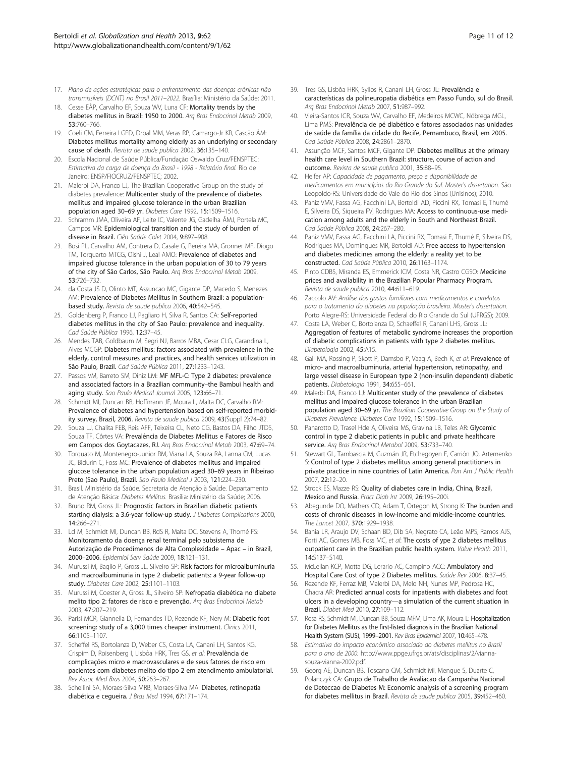17. *Plano de ações estratégicas para o enfrentamento das doenças crônicas não transmissíveis (DCNT) no Brasil 2011–2022.* Brasília: Ministério da Saúde; 2011.
18. Cesse EÂP, Carvalho EF, Souza WV, Luna CF: **Mortality trends by the diabetes mellitus in Brazil: 1950 to 2000.** *Arq Bras Endocrinol Metab* 2009, **53:**760–766.
19. Coeli CM, Ferreira LGFD, Drbal MM, Veras RP, Camargo-Jr KR, Cascão ÂM: **Diabetes mellitus mortality among elderly as an underlying or secondary cause of death.** *Revista de saude publica* 2002, **36:**135–140.
20. Escola Nacional de Saúde Pública/Fundação Oswaldo Cruz/FENSPTEC: *Estimativa da carga de doença do Brasil - 1998 - Relatório final.* Rio de Janeiro: ENSP/FIOCRUZ/FENSPTEC; 2002.
21. Malerbi DA, Franco LJ, The Brazilian Cooperative Group on the study of diabetes prevalence: **Multicenter study of the prevalence of diabetes mellitus and impaired glucose tolerance in the urban Brazilian population aged 30–69 yr.** *Diabetes Care* 1992, **15:**1509–1516.
22. Schramm JMA, Oliveira AF, Leite IC, Valente JG, Gadelha ÂMJ, Portela MC, Campos MR: **Epidemiological transition and the study of burden of disease in Brazil.** *Ciên Saúde Colet* 2004, **9:**897–908.
23. Bosi PL, Carvalho AM, Contrera D, Casale G, Pereira MA, Gronner MF, Diogo TM, Torquarto MTCG, Oishi J, Leal AMO: **Prevalence of diabetes and impaired glucose tolerance in the urban population of 30 to 79 years of the city of São Carlos, São Paulo.** *Arq Bras Endocrinol Metab* 2009, **53:**726–732.
24. da Costa JS D, Olinto MT, Assuncao MC, Gigante DP, Macedo S, Menezes AM: **Prevalence of Diabetes Mellitus in Southern Brazil: a population-based study.** *Revista de saude publica* 2006, **40:**542–545.
25. Goldenberg P, Franco LJ, Pagliaro H, Silva R, Santos CA: **Self-reported diabetes mellitus in the city of Sao Paulo: prevalence and inequality.** *Cad Saúde Pública* 1996, **12:**37–45.
26. Mendes TAB, Goldbaum M, Segri NJ, Barros MBA, Cesar CLG, Carandina L, Alves MCGP: **Diabetes mellitus: factors associated with prevalence in the elderly, control measures and practices, and health services utilization in São Paulo, Brazil.** *Cad Saúde Pública* 2011, **27:**1233–1243.
27. Passos VM, Barreto SM, Diniz LM: **MF MFL-C: Type 2 diabetes: prevalence and associated factors in a Brazilian community–the Bambui health and aging study.** *Sao Paulo Medical Journal* 2005, **123:**66–71.
28. Schmidt MI, Duncan BB, Hoffmann JF, Moura L, Malta DC, Carvalho RM: **Prevalence of diabetes and hypertension based on self-reported morbidity survey, Brazil, 2006.** *Revista de saude publica* 2009, **43**(Suppl 2)**:**74–82.
29. Souza LJ, Chalita FEB, Reis AFF, Teixeira CL, Neto CG, Bastos DA, Filho JTDS, Souza TF, Côrtes VA: **Prevalência de Diabetes Mellitus e Fatores de Risco em Campos dos Goytacazes, RJ.** *Arq Bras Endocrinol Metab* 2003, **47:**69–74.
30. Torquato M, Montenegro-Junior RM, Viana LA, Souza RA, Lanna CM, Lucas JC, Bidurin C, Foss MC: **Prevalence of diabetes mellitus and impaired glucose tolerance in the urban population aged 30–69 years in Ribeirao Preto (Sao Paulo), Brazil.** *Sao Paulo Medical J* 2003, **121:**224–230.
31. Brasil. Ministério da Saúde. Secretaria de Atenção à Saúde. Departamento de Atenção Básica: *Diabetes Mellitus.* Brasília: Ministério da Saúde; 2006.
32. Bruno RM, Gross JL: **Prognostic factors in Brazilian diabetic patients starting dialysis: a 3.6-year follow-up study.** *J Diabetes Complications* 2000, **14:**266–271.
33. Ld M, Schmidt MI, Duncan BB, RdS R, Malta DC, Stevens A, Thomé FS: **Monitoramento da doença renal terminal pelo subsistema de Autorização de Procedimenos de Alta Complexidade – Apac – in Brazil, 2000–2006.** *Epidemiol Serv Saúde* 2009, **18:**121–131.
34. Murussi M, Baglio P, Gross JL, Silveiro SP: **Risk factors for microalbuminuria and macroalbuminuria in type 2 diabetic patients: a 9-year follow-up study.** *Diabetes Care* 2002, **25:**1101–1103.
35. Murussi M, Coester A, Gross JL, Silveiro SP: **Nefropatia diabética no diabete melito tipo 2: fatores de risco e prevenção.** *Arq Bras Endocrinol Metab* 2003, **47:**207–219.
36. Parisi MCR, Giannella D, Fernandes TD, Rezende KF, Nery M: **Diabetic foot screening: study of a 3,000 times cheaper instrument.** *Clinics* 2011, **66:**1105–1107.
37. Scheffel RS, Bortolanza D, Weber CS, Costa LA, Canani LH, Santos KG, Crispim D, Roisenberg I, Lisbôa HRK, Tres GS, *et al*: **Prevalência de complicações micro e macrovasculares e de seus fatores de risco em pacientes com diabetes melito do tipo 2 em atendimento ambulatorial.** *Rev Assoc Med Bras* 2004, **50:**263–267.
38. Schellini SA, Moraes-Silva MRB, Moraes-Silva MA: **Diabetes, retinopatia diabética e cegueira.** *J Bras Med* 1994, **67:**171–174.
39. Tres GS, Lisbôa HRK, Syllos R, Canani LH, Gross JL: **Prevalência e características da polineuropatia diabética em Passo Fundo, sul do Brasil.** *Arq Bras Endocrinol Metab* 2007, **51:**987–992.
40. Vieira-Santos ICR, Souza WV, Carvalho EF, Medeiros MCWC, Nóbrega MGL, Lima PMS: **Prevalência de pé diabético e fatores associados nas unidades de saúde da família da cidade do Recife, Pernambuco, Brasil, em 2005.** *Cad Saúde Pública* 2008, **24:**2861–2870.
41. Assunção MCF, Santos MCF, Gigante DP: **Diabetes mellitus at the primary health care level in Southern Brazil: structure, course of action and outcome.** *Revista de saude publica* 2001, **35:**88–95.
42. Helfer AP: *Capacidade de pagamento, preço e disponibilidade de medicamentos em municípios do Rio Grande do Sul. Master's dissertation.* São Leopoldo-RS: Universidade do Vale do Rio dos Sinos (Unisinos); 2010.
43. Paniz VMV, Fassa AG, Facchini LA, Bertoldi AD, Piccini RX, Tomasi E, Thumé E, Silveira DS, Siqueira FV, Rodrigues MA: **Access to continuous-use medication among adults and the elderly in South and Northeast Brazil.** *Cad Saúde Pública* 2008, **24:**267–280.
44. Paniz VMV, Fassa AG, Facchini LA, Piccini RX, Tomasi E, Thumé E, Silveira DS, Rodrigues MA, Domingues MR, Bertoldi AD: **Free access to hypertension and diabetes medicines among the elderly: a reality yet to be constructed.** *Cad Saúde Pública* 2010, **26:**1163–1174.
45. Pinto CDBS, Miranda ES, Emmerick ICM, Costa NR, Castro CGSO: **Medicine prices and availability in the Brazilian Popular Pharmacy Program.** *Revista de saude publica* 2010, **44:**611–619.
46. Zaccolo AV: *Análise dos gastos familiares com medicamentos e correlatos para o tratamento do diabetes na população brasileira. Master's dissertation.* Porto Alegre-RS: Universidade Federal do Rio Grande do Sul (UFRGS); 2009.
47. Costa LA, Weber C, Bortolanza D, Schaeffel R, Canani LHS, Gross JL: **Aggregation of features of metabolic syndrome increases the proportion of diabetic complications in patients with type 2 diabetes mellitus.** *Diabetologia* 2002, **45:**A15.
48. Gall MA, Rossing P, Skott P, Damsbo P, Vaag A, Bech K, *et al*: **Prevalence of micro- and macroalbuminuria, arterial hypertension, retinopathy, and large vessel disease in European type 2 (non-insulin dependent) diabetic patients.** *Diabetologia* 1991, **34:**655–661.
49. Malerbi DA, Franco LJ: **Multicenter study of the prevalence of diabetes mellitus and impaired glucose tolerance in the urban Brazilian population aged 30–69 yr.** *The Brazilian Cooperative Group on the Study of Diabetes Prevalence. Diabetes Care* 1992, **15:**1509–1516.
50. Panarotto D, Trasel Hde A, Oliveira MS, Gravina LB, Teles AR: **Glycemic control in type 2 diabetic patients in public and private healthcare service.** *Arq Bras Endocrinol Metabol* 2009, **53:**733–740.
51. Stewart GL, Tambascia M, Guzmán JR, Etchegoyen F, Carrión JO, Artemenko S: **Control of type 2 diabetes mellitus among general practitioners in private practice in nine countries of Latin America.** *Pan Am J Public Health* 2007, **22:**12–20.
52. Strock ES, Mazze RS: **Quality of diabetes care in India, China, Brazil, Mexico and Russia.** *Pract Diab Int* 2009, **26:**195–200i.
53. Abegunde DO, Mathers CD, Adam T, Ortegon M, Strong K: **The burden and costs of chronic diseases in low-income and middle-income countries.** *The Lancet* 2007, **370:**1929–1938.
54. Bahia LR, Araujo DV, Schaan BD, Dib SA, Negrato CA, Leão MPS, Ramos AJS, Forti AC, Gomes MB, Foss MC, *et al*: **The costs of type 2 diabetes mellitus outpatient care in the Brazilian public health system.** *Value Health* 2011, **14:**S137–S140.
55. McLellan KCP, Motta DG, Lerario AC, Campino ACC: **Ambulatory and Hospital Care Cost of type 2 Diabetes mellitus.** *Saúde Rev* 2006, **8:**37–45.
56. Rezende KF, Ferraz MB, Malerbi DA, Melo NH, Nunes MP, Pedrosa HC, Chacra AR: **Predicted annual costs for inpatients with diabetes and foot ulcers in a developing country—a simulation of the current situation in Brazil.** *Diabet Med* 2010, **27:**109–112.
57. Rosa RS, Schmidt MI, Duncan BB, Souza MFM, Lima AK, Moura L: **Hospitalization for Diabetes Mellitus as the first-listed diagnosis in the Brazilian National Health System (SUS), 1999–2001.** *Rev Bras Epidemiol* 2007, **10:**465–478.
58. *Estimativa do impacto econômico associado ao diabetes mellitus no Brasil para o ano de 2000.* http://www.ppge.ufrgs.br/ats/disciplinas/2/vianna-souza-vianna-2002.pdf.
59. Georg AE, Duncan BB, Toscano CM, Schmidt MI, Mengue S, Duarte C, Polanczyk CA: **Grupo de Trabalho de Avaliacao da Campanha Nacional de Deteccao de Diabetes M: Economic analysis of a screening program for diabetes mellitus in Brazil.** *Revista de saude publica* 2005, **39:**452–460.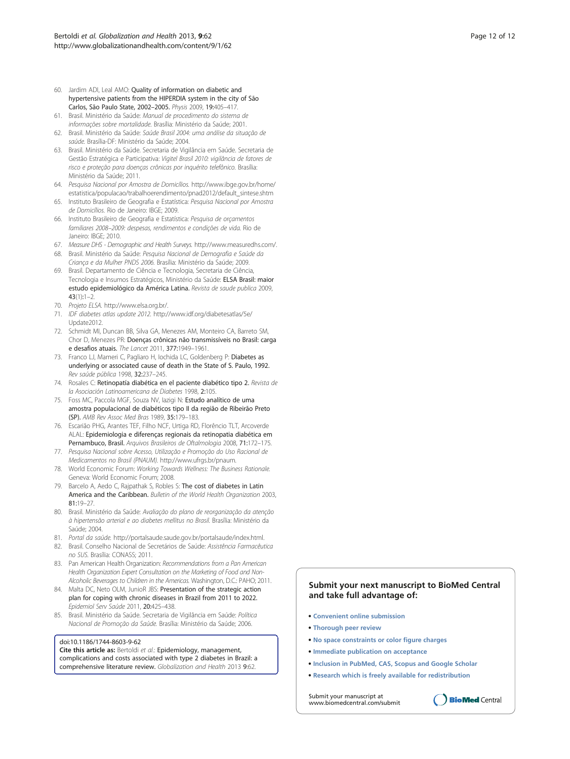60. Jardim ADI, Leal AMO: **Quality of information on diabetic and hypertensive patients from the HIPERDIA system in the city of São Carlos, São Paulo State, 2002–2005.** *Physis* 2009, **19:**405–417.
61. Brasil. Ministério da Saúde: *Manual de procedimento do sistema de informações sobre mortalidade.* Brasília: Ministério da Saúde; 2001.
62. Brasil. Ministério da Saúde: *Saúde Brasil 2004: uma análise da situação de saúde.* Brasília-DF: Ministério da Saúde; 2004.
63. Brasil. Ministério da Saúde. Secretaria de Vigilância em Saúde. Secretaria de Gestão Estratégica e Participativa: *Vigitel Brasil 2010: vigilância de fatores de risco e proteção para doenças crônicas por inquérito telefônico.* Brasília: Ministério da Saúde; 2011.
64. *Pesquisa Nacional por Amostra de Domicílios.* http://www.ibge.gov.br/home/estatistica/populacao/trabalhoerendimento/pnad2012/default_sintese.shtm
65. Instituto Brasileiro de Geografia e Estatística: *Pesquisa Nacional por Amostra de Domicílios.* Rio de Janeiro: IBGE; 2009.
66. Instituto Brasileiro de Geografia e Estatística: *Pesquisa de orçamentos familiares 2008–2009: despesas, rendimentos e condições de vida.* Rio de Janeiro: IBGE; 2010.
67. *Measure DHS - Demographic and Health Surveys.* http://www.measuredhs.com/.
68. Brasil. Ministério da Saúde: *Pesquisa Nacional de Demografia e Saúde da Criança e da Mulher PNDS 2006.* Brasília: Ministério da Saúde; 2009.
69. Brasil. Departamento de Ciência e Tecnologia, Secretaria de Ciência, Tecnologia e Insumos Estratégicos, Ministério da Saúde: **ELSA Brasil: maior estudo epidemiológico da América Latina.** *Revista de saude publica* 2009, **43**(1)**:**1–2.
70. *Projeto ELSA.* http://www.elsa.org.br/.
71. *IDF diabetes atlas update 2012.* http://www.idf.org/diabetesatlas/5e/Update2012.
72. Schmidt MI, Duncan BB, Silva GA, Menezes AM, Monteiro CA, Barreto SM, Chor D, Menezes PR: **Doenças crônicas não transmissíveis no Brasil: carga e desafios atuais.** *The Lancet* 2011, **377:**1949–1961.
73. Franco LJ, Mameri C, Pagliaro H, Iochida LC, Goldenberg P: **Diabetes as underlying or associated cause of death in the State of S. Paulo, 1992.** *Rev saúde pública* 1998, **32:**237–245.
74. Rosales C: **Retinopatía diabética en el paciente diabético tipo 2.** *Revista de la Asociación Latinoamericana de Diabetes* 1998, **2:**105.
75. Foss MC, Paccola MGF, Souza NV, Iazigi N: **Estudo analítico de uma amostra populacional de diabéticos tipo II da região de Ribeirão Preto (SP).** *AMB Rev Assoc Med Bras* 1989, **35:**179–183.
76. Escarião PHG, Arantes TEF, Filho NCF, Urtiga RD, Florêncio TLT, Arcoverde ALAL: **Epidemiologia e diferenças regionais da retinopatia diabética em Pernambuco, Brasil.** *Arquivos Brasileiros de Oftalmologia* 2008, **71:**172–175.
77. *Pesquisa Nacional sobre Acesso, Utilização e Promoção do Uso Racional de Medicamentos no Brasil (PNAUM).* http://www.ufrgs.br/pnaum.
78. World Economic Forum: *Working Towards Wellness: The Business Rationale.* Geneva: World Economic Forum; 2008.
79. Barcelo A, Aedo C, Rajpathak S, Robles S: **The cost of diabetes in Latin America and the Caribbean.** *Bulletin of the World Health Organization* 2003, **81:**19–27.
80. Brasil. Ministério da Saúde: *Avaliação do plano de reorganização da atenção à hipertensão arterial e ao diabetes mellitus no Brasil.* Brasília: Ministério da Saúde; 2004.
81. *Portal da saúde.* http://portalsaude.saude.gov.br/portalsaude/index.html.
82. Brasil. Conselho Nacional de Secretários de Saúde: *Assistência Farmacêutica no SUS.* Brasília: CONASS; 2011.
83. Pan American Health Organization: *Recommendations from a Pan American Health Organization Expert Consultation on the Marketing of Food and Non-Alcoholic Beverages to Children in the Americas.* Washington, D.C.: PAHO; 2011.
84. Malta DC, Neto OLM, JunioR JBS: **Presentation of the strategic action plan for coping with chronic diseases in Brazil from 2011 to 2022.** *Epidemiol Serv Saúde* 2011, **20:**425–438.
85. Brasil. Ministério da Saúde. Secretaria de Vigilância em Saúde: *Política Nacional de Promoção da Saúde.* Brasília: Ministério da Saúde; 2006.

doi:10.1186/1744-8603-9-62
**Cite this article as:** Bertoldi *et al.*: Epidemiology, management, complications and costs associated with type 2 diabetes in Brazil: a comprehensive literature review. *Globalization and Health* 2013 **9**:62.

**Submit your next manuscript to BioMed Central and take full advantage of:**

- **Convenient online submission**
- **Thorough peer review**
- **No space constraints or color figure charges**
- **Immediate publication on acceptance**
- **Inclusion in PubMed, CAS, Scopus and Google Scholar**
- **Research which is freely available for redistribution**

Submit your manuscript at www.biomedcentral.com/submit

BioMed Central